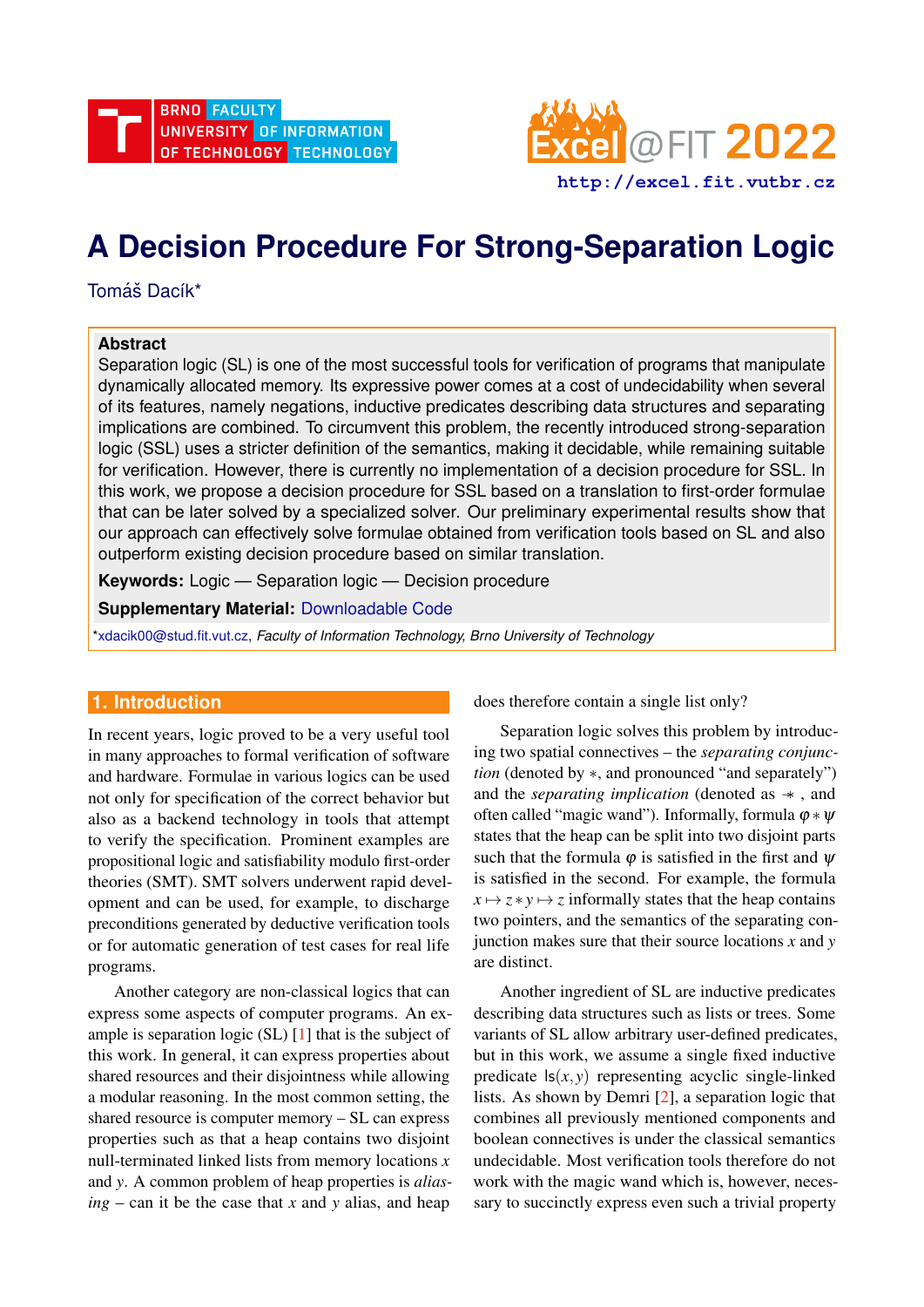# A Decision Procedure For Strong-Separation Logic

Tomáš Dacík*

**Abstract**

Separation logic (SL) is one of the most successful tools for verification of programs that manipulate dynamically allocated memory. Its expressive power comes at a cost of undecidability when several of its features, namely negations, inductive predicates describing data structures and separating implications are combined. To circumvent this problem, the recently introduced strong-separation logic (SSL) uses a stricter definition of the semantics, making it decidable, while remaining suitable for verification. However, there is currently no implementation of a decision procedure for SSL. In this work, we propose a decision procedure for SSL based on a translation to first-order formulae that can be later solved by a specialized solver. Our preliminary experimental results show that our approach can effectively solve formulae obtained from verification tools based on SL and also outperform existing decision procedure based on similar translation.

**Keywords:** Logic — Separation logic — Decision procedure

**Supplementary Material:** Downloadable Code

*xdacik00@stud.fit.vut.cz, *Faculty of Information Technology, Brno University of Technology*

## 1. Introduction

In recent years, logic proved to be a very useful tool in many approaches to formal verification of software and hardware. Formulae in various logics can be used not only for specification of the correct behavior but also as a backend technology in tools that attempt to verify the specification. Prominent examples are propositional logic and satisfiability modulo first-order theories (SMT). SMT solvers underwent rapid development and can be used, for example, to discharge preconditions generated by deductive verification tools or for automatic generation of test cases for real life programs.

Another category are non-classical logics that can express some aspects of computer programs. An example is separation logic (SL) [1] that is the subject of this work. In general, it can express properties about shared resources and their disjointness while allowing a modular reasoning. In the most common setting, the shared resource is computer memory – SL can express properties such as that a heap contains two disjoint null-terminated linked lists from memory locations $x$ and $y$. A common problem of heap properties is *aliasing* – can it be the case that $x$ and $y$ alias, and heap does therefore contain a single list only?

Separation logic solves this problem by introducing two spatial connectives – the *separating conjunction* (denoted by $*$, and pronounced "and separately") and the *separating implication* (denoted as $-\!\!*$ , and often called "magic wand"). Informally, formula $\varphi * \psi$ states that the heap can be split into two disjoint parts such that the formula $\varphi$ is satisfied in the first and $\psi$ is satisfied in the second. For example, the formula $x \mapsto z * y \mapsto z$ informally states that the heap contains two pointers, and the semantics of the separating conjunction makes sure that their source locations $x$ and $y$ are distinct.

Another ingredient of SL are inductive predicates describing data structures such as lists or trees. Some variants of SL allow arbitrary user-defined predicates, but in this work, we assume a single fixed inductive predicate $\mathsf{ls}(x,y)$ representing acyclic single-linked lists. As shown by Demri [2], a separation logic that combines all previously mentioned components and boolean connectives is under the classical semantics undecidable. Most verification tools therefore do not work with the magic wand which is, however, necessary to succinctly express even such a trivial property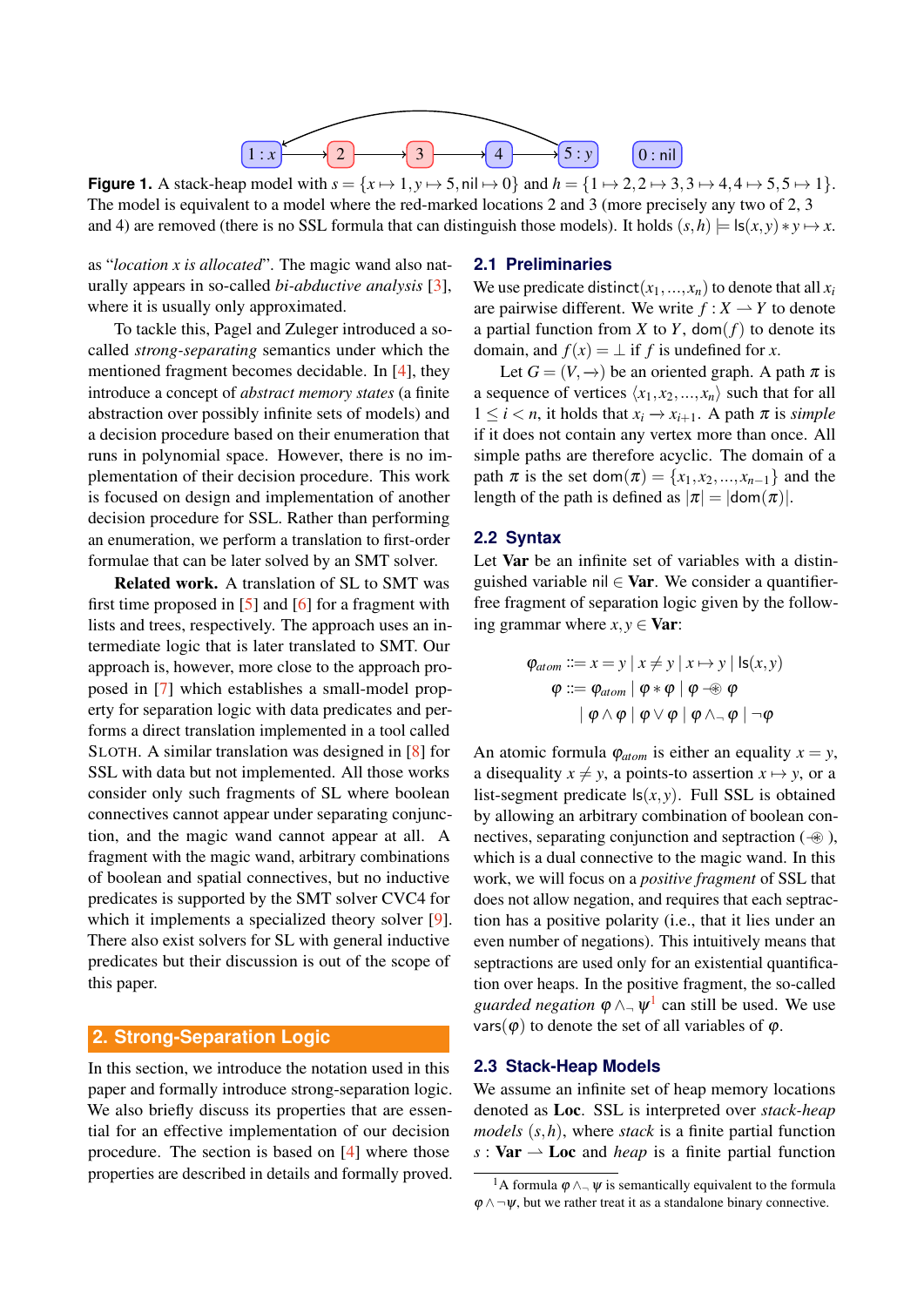**Figure 1.** A stack-heap model with $s = \{x \mapsto 1, y \mapsto 5, \text{nil} \mapsto 0\}$ and $h = \{1 \mapsto 2, 2 \mapsto 3, 3 \mapsto 4, 4 \mapsto 5, 5 \mapsto 1\}$. The model is equivalent to a model where the red-marked locations 2 and 3 (more precisely any two of 2, 3 and 4) are removed (there is no SSL formula that can distinguish those models). It holds $(s,h) \models \mathsf{ls}(x,y) * y \mapsto x$.

as "*location x is allocated*". The magic wand also naturally appears in so-called *bi-abductive analysis* [3], where it is usually only approximated.

To tackle this, Pagel and Zuleger introduced a so-called *strong-separating* semantics under which the mentioned fragment becomes decidable. In [4], they introduce a concept of *abstract memory states* (a finite abstraction over possibly infinite sets of models) and a decision procedure based on their enumeration that runs in polynomial space. However, there is no implementation of their decision procedure. This work is focused on design and implementation of another decision procedure for SSL. Rather than performing an enumeration, we perform a translation to first-order formulae that can be later solved by an SMT solver.

**Related work.** A translation of SL to SMT was first time proposed in [5] and [6] for a fragment with lists and trees, respectively. The approach uses an intermediate logic that is later translated to SMT. Our approach is, however, more close to the approach proposed in [7] which establishes a small-model property for separation logic with data predicates and performs a direct translation implemented in a tool called SLOTH. A similar translation was designed in [8] for SSL with data but not implemented. All those works consider only such fragments of SL where boolean connectives cannot appear under separating conjunction, and the magic wand cannot appear at all. A fragment with the magic wand, arbitrary combinations of boolean and spatial connectives, but no inductive predicates is supported by the SMT solver CVC4 for which it implements a specialized theory solver [9]. There also exist solvers for SL with general inductive predicates but their discussion is out of the scope of this paper.

## 2. Strong-Separation Logic

In this section, we introduce the notation used in this paper and formally introduce strong-separation logic. We also briefly discuss its properties that are essential for an effective implementation of our decision procedure. The section is based on [4] where those properties are described in details and formally proved.

### 2.1 Preliminaries

We use predicate $\mathsf{distinct}(x_1, \ldots, x_n)$ to denote that all $x_i$ are pairwise different. We write $f : X \rightharpoonup Y$ to denote a partial function from $X$ to $Y$, $\mathsf{dom}(f)$ to denote its domain, and $f(x) = \bot$ if $f$ is undefined for $x$.

Let $G = (V, \rightarrow)$ be an oriented graph. A path $\pi$ is a sequence of vertices $\langle x_1, x_2, \ldots, x_n \rangle$ such that for all $1 \leq i < n$, it holds that $x_i \rightarrow x_{i+1}$. A path $\pi$ is *simple* if it does not contain any vertex more than once. All simple paths are therefore acyclic. The domain of a path $\pi$ is the set $\mathsf{dom}(\pi) = \{x_1, x_2, \ldots, x_{n-1}\}$ and the length of the path is defined as $|\pi| = |\mathsf{dom}(\pi)|$.

### 2.2 Syntax

Let **Var** be an infinite set of variables with a distinguished variable $\mathsf{nil} \in \textbf{Var}$. We consider a quantifier-free fragment of separation logic given by the following grammar where $x, y \in \textbf{Var}$:

$$
\begin{aligned}
\varphi_{atom} &::= x = y \mid x \neq y \mid x \mapsto y \mid \mathsf{ls}(x,y) \\
\varphi &::= \varphi_{atom} \mid \varphi * \varphi \mid \varphi \mathbin{-\!\!\circledast} \varphi \\
&\quad \mid \varphi \land \varphi \mid \varphi \lor \varphi \mid \varphi \land_{\neg} \varphi \mid \neg \varphi
\end{aligned}
$$

An atomic formula $\varphi_{atom}$ is either an equality $x = y$, a disequality $x \neq y$, a points-to assertion $x \mapsto y$, or a list-segment predicate $\mathsf{ls}(x,y)$. Full SSL is obtained by allowing an arbitrary combination of boolean connectives, separating conjunction and septraction ($\mathbin{-\!\!\circledast}$), which is a dual connective to the magic wand. In this work, we will focus on a *positive fragment* of SSL that does not allow negation, and requires that each septraction has a positive polarity (i.e., that it lies under an even number of negations). This intuitively means that septractions are used only for an existential quantification over heaps. In the positive fragment, the so-called *guarded negation* $\varphi \land_{\neg} \psi$[1] can still be used. We use $\mathsf{vars}(\varphi)$ to denote the set of all variables of $\varphi$.

### 2.3 Stack-Heap Models

We assume an infinite set of heap memory locations denoted as **Loc**. SSL is interpreted over *stack-heap models* $(s,h)$, where *stack* is a finite partial function $s : \textbf{Var} \rightharpoonup \textbf{Loc}$ and *heap* is a finite partial function

[1] A formula $\varphi \land_{\neg} \psi$ is semantically equivalent to the formula $\varphi \land \neg \psi$, but we rather treat it as a standalone binary connective.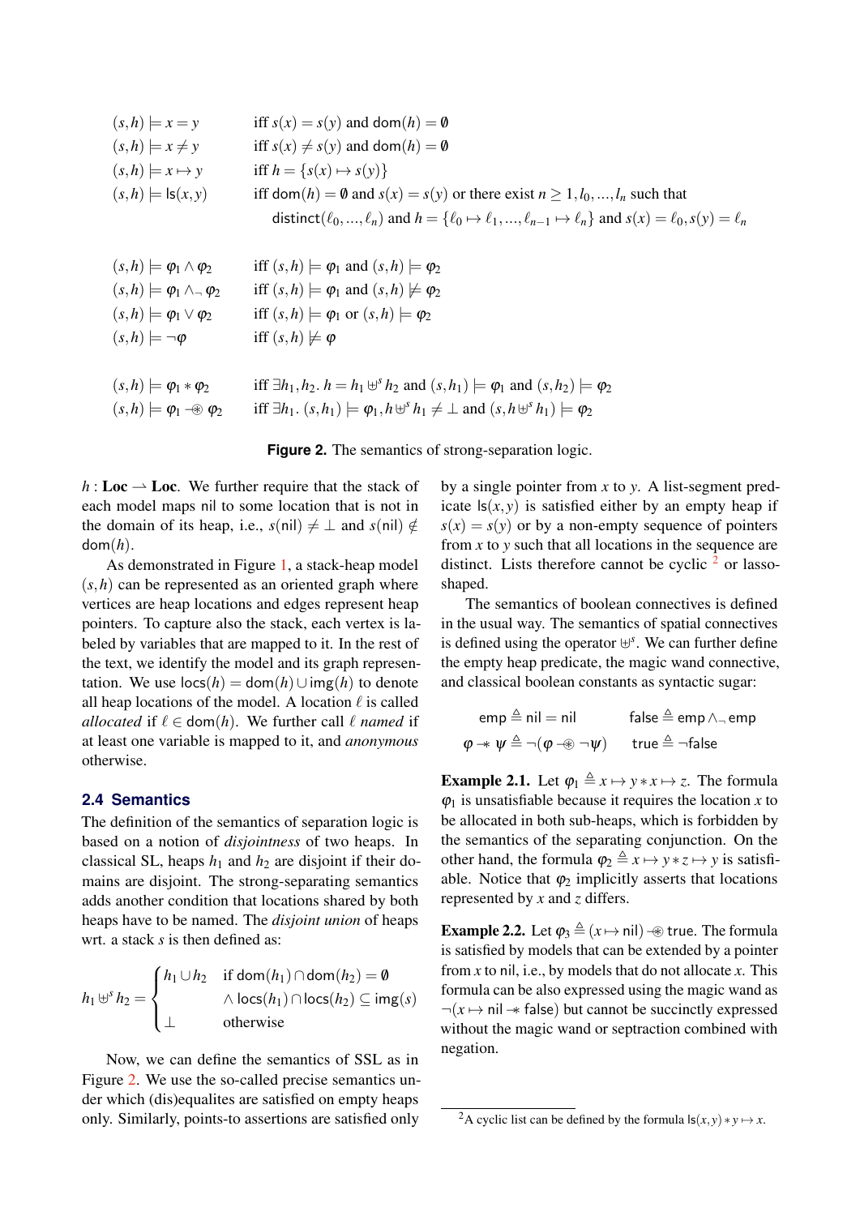$$
\begin{array}{ll}
(s,h) \models x = y & \text{iff } s(x) = s(y) \text{ and } \mathsf{dom}(h) = \emptyset \\
(s,h) \models x \neq y & \text{iff } s(x) \neq s(y) \text{ and } \mathsf{dom}(h) = \emptyset \\
(s,h) \models x \mapsto y & \text{iff } h = \{s(x) \mapsto s(y)\} \\
(s,h) \models \mathsf{ls}(x,y) & \text{iff } \mathsf{dom}(h) = \emptyset \text{ and } s(x) = s(y) \text{ or there exist } n \geq 1, l_0, \ldots, l_n \text{ such that} \\
& \quad \mathsf{distinct}(\ell_0, \ldots, \ell_n) \text{ and } h = \{\ell_0 \mapsto \ell_1, \ldots, \ell_{n-1} \mapsto \ell_n\} \text{ and } s(x) = \ell_0, s(y) = \ell_n \\
\\
(s,h) \models \varphi_1 \wedge \varphi_2 & \text{iff } (s,h) \models \varphi_1 \text{ and } (s,h) \models \varphi_2 \\
(s,h) \models \varphi_1 \wedge_\neg \varphi_2 & \text{iff } (s,h) \models \varphi_1 \text{ and } (s,h) \not\models \varphi_2 \\
(s,h) \models \varphi_1 \vee \varphi_2 & \text{iff } (s,h) \models \varphi_1 \text{ or } (s,h) \models \varphi_2 \\
(s,h) \models \neg \varphi & \text{iff } (s,h) \not\models \varphi \\
\\
(s,h) \models \varphi_1 * \varphi_2 & \text{iff } \exists h_1, h_2.\ h = h_1 \uplus^s h_2 \text{ and } (s,h_1) \models \varphi_1 \text{ and } (s,h_2) \models \varphi_2 \\
(s,h) \models \varphi_1 \mathbin{-\!\circledast} \varphi_2 & \text{iff } \exists h_1.\ (s,h_1) \models \varphi_1, h \uplus^s h_1 \neq \bot \text{ and } (s, h \uplus^s h_1) \models \varphi_2
\end{array}
$$

**Figure 2.** The semantics of strong-separation logic.

$h : \mathbf{Loc} \rightharpoonup \mathbf{Loc}$. We further require that the stack of each model maps nil to some location that is not in the domain of its heap, i.e., $s(\mathsf{nil}) \neq \bot$ and $s(\mathsf{nil}) \notin \mathsf{dom}(h)$.

As demonstrated in Figure 1, a stack-heap model $(s,h)$ can be represented as an oriented graph where vertices are heap locations and edges represent heap pointers. To capture also the stack, each vertex is labeled by variables that are mapped to it. In the rest of the text, we identify the model and its graph representation. We use $\mathsf{locs}(h) = \mathsf{dom}(h) \cup \mathsf{img}(h)$ to denote all heap locations of the model. A location $\ell$ is called *allocated* if $\ell \in \mathsf{dom}(h)$. We further call $\ell$ *named* if at least one variable is mapped to it, and *anonymous* otherwise.

### 2.4 Semantics

The definition of the semantics of separation logic is based on a notion of *disjointness* of two heaps. In classical SL, heaps $h_1$ and $h_2$ are disjoint if their domains are disjoint. The strong-separating semantics adds another condition that locations shared by both heaps have to be named. The *disjoint union* of heaps wrt. a stack $s$ is then defined as:

$$
h_1 \uplus^s h_2 = \begin{cases} h_1 \cup h_2 & \text{if } \mathsf{dom}(h_1) \cap \mathsf{dom}(h_2) = \emptyset \\ & \wedge\ \mathsf{locs}(h_1) \cap \mathsf{locs}(h_2) \subseteq \mathsf{img}(s) \\ \bot & \text{otherwise} \end{cases}
$$

Now, we can define the semantics of SSL as in Figure 2. We use the so-called precise semantics under which (dis)equalites are satisfied on empty heaps only. Similarly, points-to assertions are satisfied only by a single pointer from $x$ to $y$. A list-segment predicate $\mathsf{ls}(x,y)$ is satisfied either by an empty heap if $s(x) = s(y)$ or by a non-empty sequence of pointers from $x$ to $y$ such that all locations in the sequence are distinct. Lists therefore cannot be cyclic [2] or lasso-shaped.

The semantics of boolean connectives is defined in the usual way. The semantics of spatial connectives is defined using the operator $\uplus^s$. We can further define the empty heap predicate, the magic wand connective, and classical boolean constants as syntactic sugar:

$$
\mathsf{emp} \triangleq \mathsf{nil} = \mathsf{nil} \qquad \mathsf{false} \triangleq \mathsf{emp} \wedge_\neg \mathsf{emp}
$$
$$
\varphi \mathbin{-\!\!*} \psi \triangleq \neg(\varphi \mathbin{-\!\circledast} \neg\psi) \qquad \mathsf{true} \triangleq \neg\mathsf{false}
$$

**Example 2.1.** Let $\varphi_1 \triangleq x \mapsto y * x \mapsto z$. The formula $\varphi_1$ is unsatisfiable because it requires the location $x$ to be allocated in both sub-heaps, which is forbidden by the semantics of the separating conjunction. On the other hand, the formula $\varphi_2 \triangleq x \mapsto y * z \mapsto y$ is satisfiable. Notice that $\varphi_2$ implicitly asserts that locations represented by $x$ and $z$ differs.

**Example 2.2.** Let $\varphi_3 \triangleq (x \mapsto \mathsf{nil}) \mathbin{-\!\circledast} \mathsf{true}$. The formula is satisfied by models that can be extended by a pointer from $x$ to nil, i.e., by models that do not allocate $x$. This formula can be also expressed using the magic wand as $\neg(x \mapsto \mathsf{nil} \mathbin{-\!\!*} \mathsf{false})$ but cannot be succinctly expressed without the magic wand or septraction combined with negation.

[2] A cyclic list can be defined by the formula $\mathsf{ls}(x,y) * y \mapsto x$.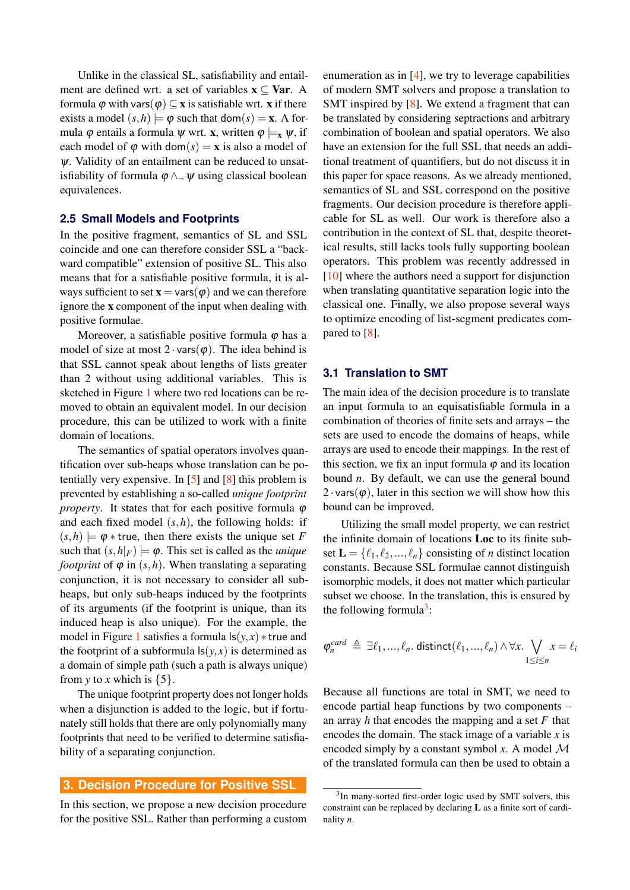Unlike in the classical SL, satisfiability and entailment are defined wrt. a set of variables $\mathbf{x} \subseteq \mathbf{Var}$. A formula $\varphi$ with $\mathsf{vars}(\varphi) \subseteq \mathbf{x}$ is satisfiable wrt. $\mathbf{x}$ if there exists a model $(s,h) \models \varphi$ such that $\mathsf{dom}(s) = \mathbf{x}$. A formula $\varphi$ entails a formula $\psi$ wrt. $\mathbf{x}$, written $\varphi \models_{\mathbf{x}} \psi$, if each model of $\varphi$ with $\mathsf{dom}(s) = \mathbf{x}$ is also a model of $\psi$. Validity of an entailment can be reduced to unsatisfiability of formula $\varphi \wedge_{\neg} \psi$ using classical boolean equivalences.

### 2.5 Small Models and Footprints

In the positive fragment, semantics of SL and SSL coincide and one can therefore consider SSL a "backward compatible" extension of positive SL. This also means that for a satisfiable positive formula, it is always sufficient to set $\mathbf{x} = \mathsf{vars}(\varphi)$ and we can therefore ignore the $\mathbf{x}$ component of the input when dealing with positive formulae.

Moreover, a satisfiable positive formula $\varphi$ has a model of size at most $2 \cdot \mathsf{vars}(\varphi)$. The idea behind is that SSL cannot speak about lengths of lists greater than 2 without using additional variables. This is sketched in Figure 1 where two red locations can be removed to obtain an equivalent model. In our decision procedure, this can be utilized to work with a finite domain of locations.

The semantics of spatial operators involves quantification over sub-heaps whose translation can be potentially very expensive. In [5] and [8] this problem is prevented by establishing a so-called *unique footprint property*. It states that for each positive formula $\varphi$ and each fixed model $(s,h)$, the following holds: if $(s,h) \models \varphi * \mathsf{true}$, then there exists the unique set $F$ such that $(s,h|_F) \models \varphi$. This set is called as the *unique footprint* of $\varphi$ in $(s,h)$. When translating a separating conjunction, it is not necessary to consider all sub-heaps, but only sub-heaps induced by the footprints of its arguments (if the footprint is unique, than its induced heap is also unique). For the example, the model in Figure 1 satisfies a formula $\mathsf{ls}(y,x) * \mathsf{true}$ and the footprint of a subformula $\mathsf{ls}(y,x)$ is determined as a domain of simple path (such a path is always unique) from $y$ to $x$ which is $\{5\}$.

The unique footprint property does not longer holds when a disjunction is added to the logic, but if fortunately still holds that there are only polynomially many footprints that need to be verified to determine satisfiability of a separating conjunction.

## 3. Decision Procedure for Positive SSL

In this section, we propose a new decision procedure for the positive SSL. Rather than performing a custom enumeration as in [4], we try to leverage capabilities of modern SMT solvers and propose a translation to SMT inspired by [8]. We extend a fragment that can be translated by considering septractions and arbitrary combination of boolean and spatial operators. We also have an extension for the full SSL that needs an additional treatment of quantifiers, but do not discuss it in this paper for space reasons. As we already mentioned, semantics of SL and SSL correspond on the positive fragments. Our decision procedure is therefore applicable for SL as well. Our work is therefore also a contribution in the context of SL that, despite theoretical results, still lacks tools fully supporting boolean operators. This problem was recently addressed in [10] where the authors need a support for disjunction when translating quantitative separation logic into the classical one. Finally, we also propose several ways to optimize encoding of list-segment predicates compared to [8].

### 3.1 Translation to SMT

The main idea of the decision procedure is to translate an input formula to an equisatisfiable formula in a combination of theories of finite sets and arrays – the sets are used to encode the domains of heaps, while arrays are used to encode their mappings. In the rest of this section, we fix an input formula $\varphi$ and its location bound $n$. By default, we can use the general bound $2 \cdot \mathsf{vars}(\varphi)$, later in this section we will show how this bound can be improved.

Utilizing the small model property, we can restrict the infinite domain of locations $\mathbf{Loc}$ to its finite subset $\mathbf{L} = \{\ell_1, \ell_2, \ldots, \ell_n\}$ consisting of $n$ distinct location constants. Because SSL formulae cannot distinguish isomorphic models, it does not matter which particular subset we choose. In the translation, this is ensured by the following formula[3]:

$$\varphi_n^{card} \triangleq \exists \ell_1, \ldots, \ell_n.\ \mathsf{distinct}(\ell_1, \ldots, \ell_n) \wedge \forall x.\ \bigvee_{1 \le i \le n} x = \ell_i$$

Because all functions are total in SMT, we need to encode partial heap functions by two components – an array $h$ that encodes the mapping and a set $F$ that encodes the domain. The stack image of a variable $x$ is encoded simply by a constant symbol $x$. A model $\mathcal{M}$ of the translated formula can then be used to obtain a

[3] In many-sorted first-order logic used by SMT solvers, this constraint can be replaced by declaring $\mathbf{L}$ as a finite sort of cardinality $n$.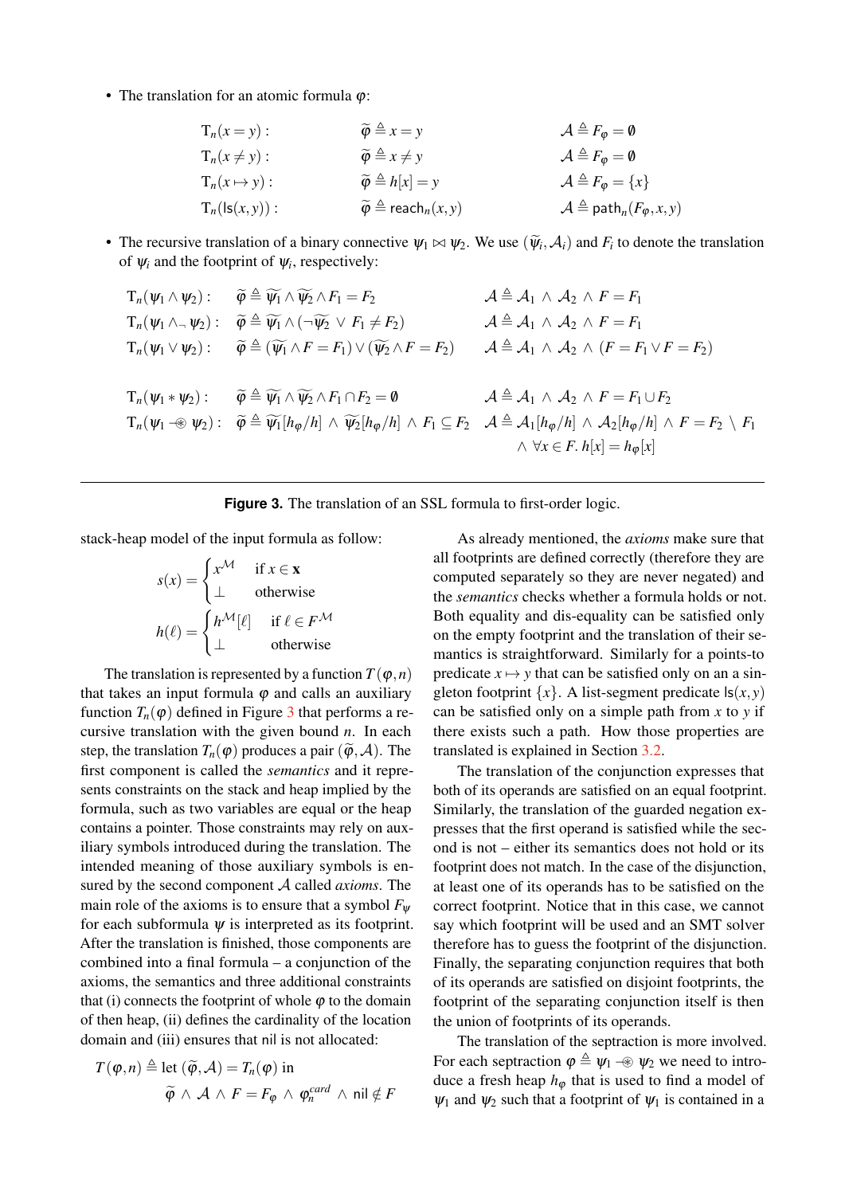- The translation for an atomic formula $\varphi$:

$$
\begin{array}{lll}
\mathrm{T}_n(x = y): & \widetilde{\varphi} \triangleq x = y & \mathcal{A} \triangleq F_\varphi = \emptyset \\
\mathrm{T}_n(x \neq y): & \widetilde{\varphi} \triangleq x \neq y & \mathcal{A} \triangleq F_\varphi = \emptyset \\
\mathrm{T}_n(x \mapsto y): & \widetilde{\varphi} \triangleq h[x] = y & \mathcal{A} \triangleq F_\varphi = \{x\} \\
\mathrm{T}_n(\mathsf{ls}(x,y)): & \widetilde{\varphi} \triangleq \mathsf{reach}_n(x,y) & \mathcal{A} \triangleq \mathsf{path}_n(F_\varphi, x, y)
\end{array}
$$

- The recursive translation of a binary connective $\psi_1 \bowtie \psi_2$. We use $(\widetilde{\psi_i}, \mathcal{A}_i)$ and $F_i$ to denote the translation of $\psi_i$ and the footprint of $\psi_i$, respectively:

$$
\begin{array}{lll}
\mathrm{T}_n(\psi_1 \wedge \psi_2): & \widetilde{\varphi} \triangleq \widetilde{\psi_1} \wedge \widetilde{\psi_2} \wedge F_1 = F_2 & \mathcal{A} \triangleq \mathcal{A}_1 \,\wedge\, \mathcal{A}_2 \,\wedge\, F = F_1 \\
\mathrm{T}_n(\psi_1 \wedge_\neg \psi_2): & \widetilde{\varphi} \triangleq \widetilde{\psi_1} \wedge (\neg\widetilde{\psi_2} \,\vee\, F_1 \neq F_2) & \mathcal{A} \triangleq \mathcal{A}_1 \,\wedge\, \mathcal{A}_2 \,\wedge\, F = F_1 \\
\mathrm{T}_n(\psi_1 \vee \psi_2): & \widetilde{\varphi} \triangleq (\widetilde{\psi_1} \wedge F = F_1) \vee (\widetilde{\psi_2} \wedge F = F_2) & \mathcal{A} \triangleq \mathcal{A}_1 \,\wedge\, \mathcal{A}_2 \,\wedge\, (F = F_1 \vee F = F_2) \\
 & & \\
\mathrm{T}_n(\psi_1 * \psi_2): & \widetilde{\varphi} \triangleq \widetilde{\psi_1} \wedge \widetilde{\psi_2} \wedge F_1 \cap F_2 = \emptyset & \mathcal{A} \triangleq \mathcal{A}_1 \,\wedge\, \mathcal{A}_2 \,\wedge\, F = F_1 \cup F_2 \\
\mathrm{T}_n(\psi_1 \,-\!\circledast\, \psi_2): & \widetilde{\varphi} \triangleq \widetilde{\psi_1}[h_\varphi/h] \,\wedge\, \widetilde{\psi_2}[h_\varphi/h] \,\wedge\, F_1 \subseteq F_2 & \mathcal{A} \triangleq \mathcal{A}_1[h_\varphi/h] \,\wedge\, \mathcal{A}_2[h_\varphi/h] \,\wedge\, F = F_2 \setminus F_1 \\
 & & \quad \wedge\, \forall x \in F.\, h[x] = h_\varphi[x]
\end{array}
$$

**Figure 3.** The translation of an SSL formula to first-order logic.

stack-heap model of the input formula as follow:

$$
s(x) = \begin{cases} x^{\mathcal{M}} & \text{if } x \in \mathbf{x} \\ \bot & \text{otherwise} \end{cases}
$$

$$
h(\ell) = \begin{cases} h^{\mathcal{M}}[\ell] & \text{if } \ell \in F^{\mathcal{M}} \\ \bot & \text{otherwise} \end{cases}
$$

The translation is represented by a function $T(\varphi, n)$ that takes an input formula $\varphi$ and calls an auxiliary function $T_n(\varphi)$ defined in Figure 3 that performs a recursive translation with the given bound $n$. In each step, the translation $T_n(\varphi)$ produces a pair $(\widetilde{\varphi}, \mathcal{A})$. The first component is called the *semantics* and it represents constraints on the stack and heap implied by the formula, such as two variables are equal or the heap contains a pointer. Those constraints may rely on auxiliary symbols introduced during the translation. The intended meaning of those auxiliary symbols is ensured by the second component $\mathcal{A}$ called *axioms*. The main role of the axioms is to ensure that a symbol $F_\psi$ for each subformula $\psi$ is interpreted as its footprint. After the translation is finished, those components are combined into a final formula – a conjunction of the axioms, the semantics and three additional constraints that (i) connects the footprint of whole $\varphi$ to the domain of then heap, (ii) defines the cardinality of the location domain and (iii) ensures that nil is not allocated:

$$
T(\varphi, n) \triangleq \text{let } (\widetilde{\varphi}, \mathcal{A}) = T_n(\varphi) \text{ in}
$$
$$
\widetilde{\varphi} \,\wedge\, \mathcal{A} \,\wedge\, F = F_\varphi \,\wedge\, \varphi_n^{card} \,\wedge\, \mathsf{nil} \notin F
$$

As already mentioned, the *axioms* make sure that all footprints are defined correctly (therefore they are computed separately so they are never negated) and the *semantics* checks whether a formula holds or not. Both equality and dis-equality can be satisfied only on the empty footprint and the translation of their semantics is straightforward. Similarly for a points-to predicate $x \mapsto y$ that can be satisfied only on an a singleton footprint $\{x\}$. A list-segment predicate $\mathsf{ls}(x,y)$ can be satisfied only on a simple path from $x$ to $y$ if there exists such a path. How those properties are translated is explained in Section 3.2.

The translation of the conjunction expresses that both of its operands are satisfied on an equal footprint. Similarly, the translation of the guarded negation expresses that the first operand is satisfied while the second is not – either its semantics does not hold or its footprint does not match. In the case of the disjunction, at least one of its operands has to be satisfied on the correct footprint. Notice that in this case, we cannot say which footprint will be used and an SMT solver therefore has to guess the footprint of the disjunction. Finally, the separating conjunction requires that both of its operands are satisfied on disjoint footprints, the footprint of the separating conjunction itself is then the union of footprints of its operands.

The translation of the septraction is more involved. For each septraction $\varphi \triangleq \psi_1 \,-\!\circledast\, \psi_2$ we need to introduce a fresh heap $h_\varphi$ that is used to find a model of $\psi_1$ and $\psi_2$ such that a footprint of $\psi_1$ is contained in a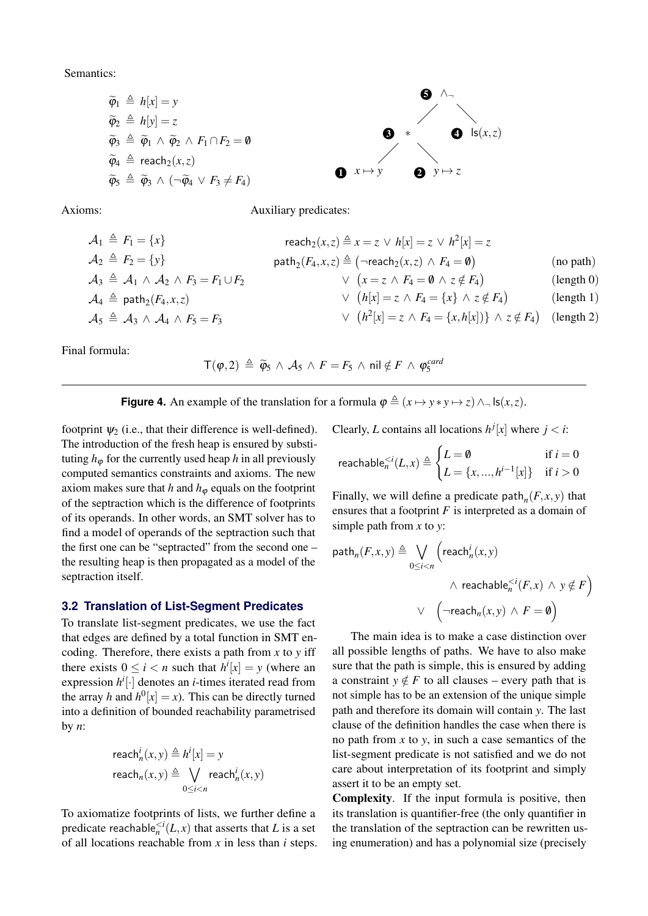Semantics:

$$\widetilde{\varphi}_1 \triangleq h[x] = y$$
$$\widetilde{\varphi}_2 \triangleq h[y] = z$$
$$\widetilde{\varphi}_3 \triangleq \widetilde{\varphi}_1 \wedge \widetilde{\varphi}_2 \wedge F_1 \cap F_2 = \emptyset$$
$$\widetilde{\varphi}_4 \triangleq \mathsf{reach}_2(x,z)$$
$$\widetilde{\varphi}_5 \triangleq \widetilde{\varphi}_3 \wedge (\neg\widetilde{\varphi}_4 \vee F_3 \neq F_4)$$

(5) $\wedge_\neg$ ; (3) $*$ ; (4) $\mathsf{ls}(x,z)$ ; (1) $x \mapsto y$ ; (2) $y \mapsto z$

Axioms:

$$\mathcal{A}_1 \triangleq F_1 = \{x\}$$
$$\mathcal{A}_2 \triangleq F_2 = \{y\}$$
$$\mathcal{A}_3 \triangleq \mathcal{A}_1 \wedge \mathcal{A}_2 \wedge F_3 = F_1 \cup F_2$$
$$\mathcal{A}_4 \triangleq \mathsf{path}_2(F_4, x, z)$$
$$\mathcal{A}_5 \triangleq \mathcal{A}_3 \wedge \mathcal{A}_4 \wedge F_5 = F_3$$

Auxiliary predicates:

$$\mathsf{reach}_2(x,z) \triangleq x = z \vee h[x] = z \vee h^2[x] = z$$

$$\begin{aligned}
\mathsf{path}_2(F_4,x,z) \triangleq\ & \big(\neg\mathsf{reach}_2(x,z) \wedge F_4 = \emptyset\big) && \text{(no path)}\\
\vee\ & \big(x = z \wedge F_4 = \emptyset \wedge z \notin F_4\big) && \text{(length 0)}\\
\vee\ & \big(h[x] = z \wedge F_4 = \{x\} \wedge z \notin F_4\big) && \text{(length 1)}\\
\vee\ & \big(h^2[x] = z \wedge F_4 = \{x, h[x]\}\} \wedge z \notin F_4\big) && \text{(length 2)}
\end{aligned}$$

Final formula:

$$\mathsf{T}(\varphi, 2) \triangleq \widetilde{\varphi}_5 \wedge \mathcal{A}_5 \wedge F = F_5 \wedge \mathsf{nil} \notin F \wedge \varphi_5^{card}$$

**Figure 4.** An example of the translation for a formula $\varphi \triangleq (x \mapsto y * y \mapsto z) \wedge_\neg \mathsf{ls}(x,z)$.

footprint $\psi_2$ (i.e., that their difference is well-defined). The introduction of the fresh heap is ensured by substituting $h_\varphi$ for the currently used heap $h$ in all previously computed semantics constraints and axioms. The new axiom makes sure that $h$ and $h_\varphi$ equals on the footprint of the septraction which is the difference of footprints of its operands. In other words, an SMT solver has to find a model of operands of the septraction such that the first one can be "septracted" from the second one – the resulting heap is then propagated as a model of the septraction itself.

### 3.2 Translation of List-Segment Predicates

To translate list-segment predicates, we use the fact that edges are defined by a total function in SMT encoding. Therefore, there exists a path from $x$ to $y$ iff there exists $0 \leq i < n$ such that $h^i[x] = y$ (where an expression $h^i[\cdot]$ denotes an $i$-times iterated read from the array $h$ and $h^0[x] = x$). This can be directly turned into a definition of bounded reachability parametrised by $n$:

$$\mathsf{reach}_n^i(x,y) \triangleq h^i[x] = y$$
$$\mathsf{reach}_n(x,y) \triangleq \bigvee_{0 \leq i < n} \mathsf{reach}_n^i(x,y)$$

To axiomatize footprints of lists, we further define a predicate $\mathsf{reachable}_n^{<i}(L,x)$ that asserts that $L$ is a set of all locations reachable from $x$ in less than $i$ steps. Clearly, $L$ contains all locations $h^j[x]$ where $j < i$:

$$\mathsf{reachable}_n^{<i}(L,x) \triangleq \begin{cases} L = \emptyset & \text{if } i = 0 \\ L = \{x, ..., h^{i-1}[x]\} & \text{if } i > 0 \end{cases}$$

Finally, we will define a predicate $\mathsf{path}_n(F,x,y)$ that ensures that a footprint $F$ is interpreted as a domain of simple path from $x$ to $y$:

$$\begin{aligned}
\mathsf{path}_n(F,x,y) \triangleq \bigvee_{0 \leq i < n} \Big(&\mathsf{reach}_n^i(x,y) \\
&\wedge \mathsf{reachable}_n^{<i}(F,x) \wedge y \notin F\Big) \\
\vee\ \Big(&\neg\mathsf{reach}_n(x,y) \wedge F = \emptyset\Big)
\end{aligned}$$

The main idea is to make a case distinction over all possible lengths of paths. We have to also make sure that the path is simple, this is ensured by adding a constraint $y \notin F$ to all clauses – every path that is not simple has to be an extension of the unique simple path and therefore its domain will contain $y$. The last clause of the definition handles the case when there is no path from $x$ to $y$, in such a case semantics of the list-segment predicate is not satisfied and we do not care about interpretation of its footprint and simply assert it to be an empty set.

**Complexity**. If the input formula is positive, then its translation is quantifier-free (the only quantifier in the translation of the septraction can be rewritten using enumeration) and has a polynomial size (precisely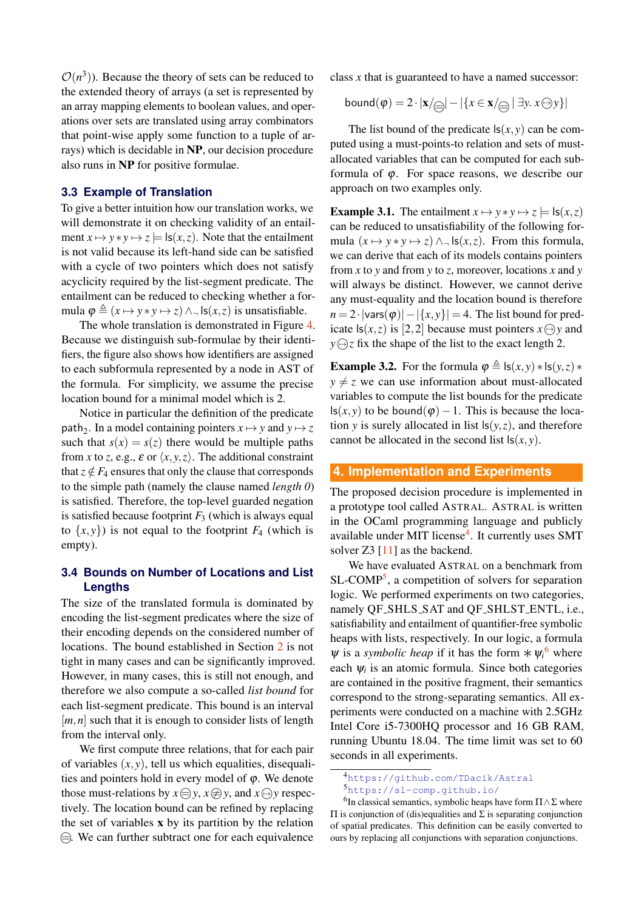$\mathcal{O}(n^3)$). Because the theory of sets can be reduced to the extended theory of arrays (a set is represented by an array mapping elements to boolean values, and operations over sets are translated using array combinators that point-wise apply some function to a tuple of arrays) which is decidable in **NP**, our decision procedure also runs in **NP** for positive formulae.

### 3.3 Example of Translation

To give a better intuition how our translation works, we will demonstrate it on checking validity of an entailment $x \mapsto y * y \mapsto z \models \mathsf{ls}(x,z)$. Note that the entailment is not valid because its left-hand side can be satisfied with a cycle of two pointers which does not satisfy acyclicity required by the list-segment predicate. The entailment can be reduced to checking whether a formula $\varphi \triangleq (x \mapsto y * y \mapsto z) \wedge_{\neg} \mathsf{ls}(x,z)$ is unsatisfiable.

The whole translation is demonstrated in Figure 4. Because we distinguish sub-formulae by their identifiers, the figure also shows how identifiers are assigned to each subformula represented by a node in AST of the formula. For simplicity, we assume the precise location bound for a minimal model which is 2.

Notice in particular the definition of the predicate $\mathsf{path}_2$. In a model containing pointers $x \mapsto y$ and $y \mapsto z$ such that $s(x) = s(z)$ there would be multiple paths from $x$ to $z$, e.g., $\varepsilon$ or $\langle x,y,z\rangle$. The additional constraint that $z \notin F_4$ ensures that only the clause that corresponds to the simple path (namely the clause named *length 0*) is satisfied. Therefore, the top-level guarded negation is satisfied because footprint $F_3$ (which is always equal to $\{x,y\}$) is not equal to the footprint $F_4$ (which is empty).

### 3.4 Bounds on Number of Locations and List Lengths

The size of the translated formula is dominated by encoding the list-segment predicates where the size of their encoding depends on the considered number of locations. The bound established in Section 2 is not tight in many cases and can be significantly improved. However, in many cases, this is still not enough, and therefore we also compute a so-called *list bound* for each list-segment predicate. This bound is an interval $[m,n]$ such that it is enough to consider lists of length from the interval only.

We first compute three relations, that for each pair of variables $(x,y)$, tell us which equalities, disequalities and pointers hold in every model of $\varphi$. We denote those must-relations by $x \circleddash y$, $x \not\circleddash y$, and $x \ominus y$ respectively. The location bound can be refined by replacing the set of variables $\mathbf{x}$ by its partition by the relation $\circleddash$. We can further subtract one for each equivalence class $x$ that is guaranteed to have a named successor:

$$\mathsf{bound}(\varphi) = 2 \cdot |\mathbf{x}/_{\circleddash}| - |\{x \in \mathbf{x}/_{\circleddash} \mid \exists y.\ x \ominus y\}|$$

The list bound of the predicate $\mathsf{ls}(x,y)$ can be computed using a must-points-to relation and sets of must-allocated variables that can be computed for each subformula of $\varphi$. For space reasons, we describe our approach on two examples only.

**Example 3.1.** The entailment $x \mapsto y * y \mapsto z \models \mathsf{ls}(x,z)$ can be reduced to unsatisfiability of the following formula $(x \mapsto y * y \mapsto z) \wedge_{\neg} \mathsf{ls}(x,z)$. From this formula, we can derive that each of its models contains pointers from $x$ to $y$ and from $y$ to $z$, moreover, locations $x$ and $y$ will always be distinct. However, we cannot derive any must-equality and the location bound is therefore $n = 2 \cdot |\mathsf{vars}(\varphi)| - |\{x,y\}| = 4$. The list bound for predicate $\mathsf{ls}(x,z)$ is $[2,2]$ because must pointers $x \ominus y$ and $y \ominus z$ fix the shape of the list to the exact length 2.

**Example 3.2.** For the formula $\varphi \triangleq \mathsf{ls}(x,y) * \mathsf{ls}(y,z) * y \neq z$ we can use information about must-allocated variables to compute the list bounds for the predicate $\mathsf{ls}(x,y)$ to be $\mathsf{bound}(\varphi) - 1$. This is because the location $y$ is surely allocated in list $\mathsf{ls}(y,z)$, and therefore cannot be allocated in the second list $\mathsf{ls}(x,y)$.

## 4. Implementation and Experiments

The proposed decision procedure is implemented in a prototype tool called ASTRAL. ASTRAL is written in the OCaml programming language and publicly available under MIT license[4]. It currently uses SMT solver Z3 [11] as the backend.

We have evaluated ASTRAL on a benchmark from SL-COMP[5], a competition of solvers for separation logic. We performed experiments on two categories, namely QF_SHLS_SAT and QF_SHLST_ENTL, i.e., satisfiability and entailment of quantifier-free symbolic heaps with lists, respectively. In our logic, a formula $\psi$ is a *symbolic heap* if it has the form $* \psi_i$[6] where each $\psi_i$ is an atomic formula. Since both categories are contained in the positive fragment, their semantics correspond to the strong-separating semantics. All experiments were conducted on a machine with 2.5GHz Intel Core i5-7300HQ processor and 16 GB RAM, running Ubuntu 18.04. The time limit was set to 60 seconds in all experiments.

[4] https://github.com/TDacik/Astral

[5] https://sl-comp.github.io/

[6] In classical semantics, symbolic heaps have form $\Pi \wedge \Sigma$ where $\Pi$ is conjunction of (dis)equalities and $\Sigma$ is separating conjunction of spatial predicates. This definition can be easily converted to ours by replacing all conjunctions with separation conjunctions.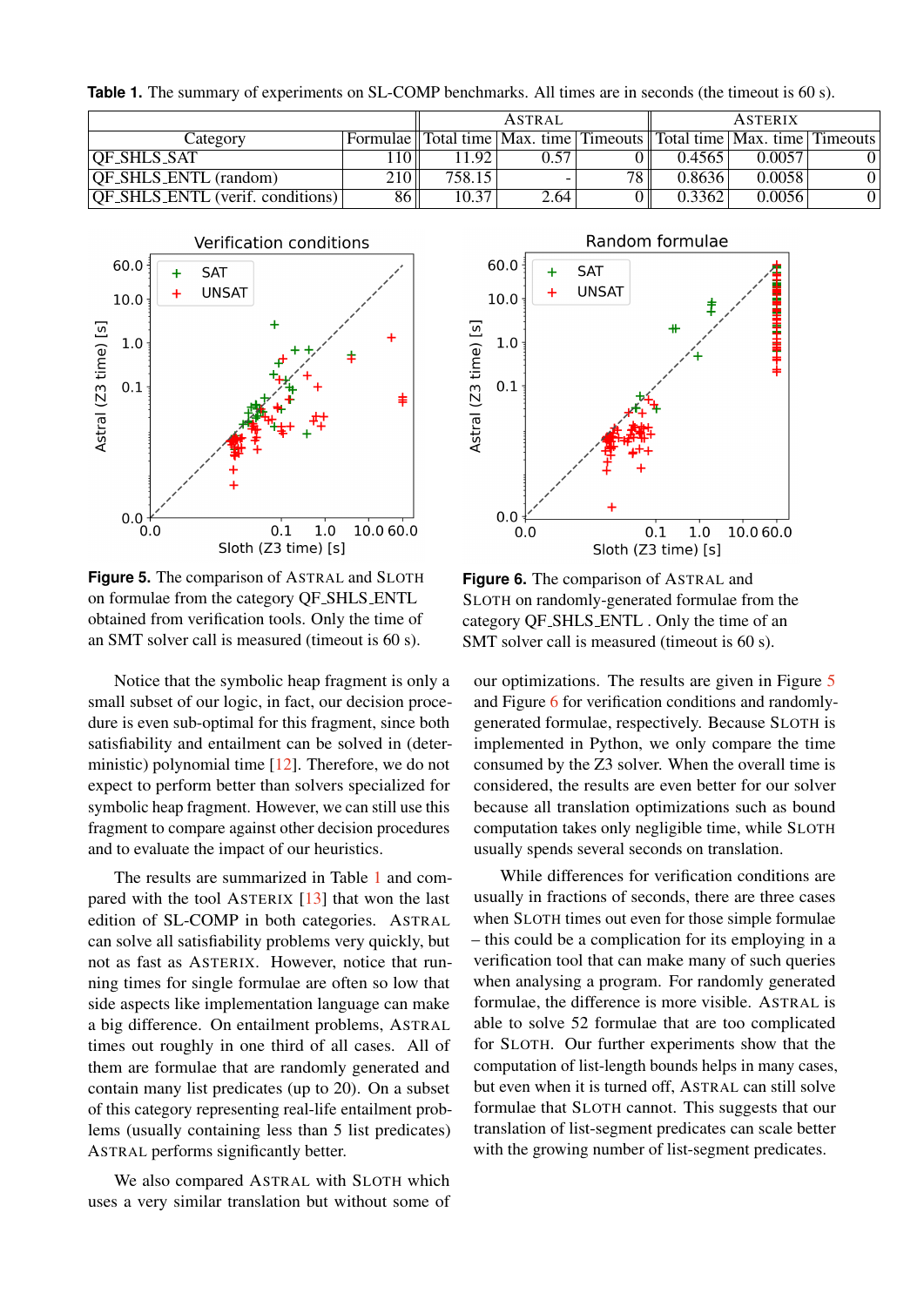**Table 1.** The summary of experiments on SL-COMP benchmarks. All times are in seconds (the timeout is 60 s).

| Category | Formulae | ASTRAL | | | ASTERIX | | |
|---|---|---|---|---|---|---|---|
| | | Total time | Max. time | Timeouts | Total time | Max. time | Timeouts |
| QF_SHLS_SAT | 110 | 11.92 | 0.57 | 0 | 0.4565 | 0.0057 | 0 |
| QF_SHLS_ENTL (random) | 210 | 758.15 | - | 78 | 0.8636 | 0.0058 | 0 |
| QF_SHLS_ENTL (verif. conditions) | 86 | 10.37 | 2.64 | 0 | 0.3362 | 0.0056 | 0 |

**Figure 5.** The comparison of ASTRAL and SLOTH on formulae from the category QF_SHLS_ENTL obtained from verification tools. Only the time of an SMT solver call is measured (timeout is 60 s).

**Figure 6.** The comparison of ASTRAL and SLOTH on randomly-generated formulae from the category QF_SHLS_ENTL . Only the time of an SMT solver call is measured (timeout is 60 s).

Notice that the symbolic heap fragment is only a small subset of our logic, in fact, our decision procedure is even sub-optimal for this fragment, since both satisfiability and entailment can be solved in (deterministic) polynomial time [12]. Therefore, we do not expect to perform better than solvers specialized for symbolic heap fragment. However, we can still use this fragment to compare against other decision procedures and to evaluate the impact of our heuristics.

The results are summarized in Table 1 and compared with the tool ASTERIX [13] that won the last edition of SL-COMP in both categories. ASTRAL can solve all satisfiability problems very quickly, but not as fast as ASTERIX. However, notice that running times for single formulae are often so low that side aspects like implementation language can make a big difference. On entailment problems, ASTRAL times out roughly in one third of all cases. All of them are formulae that are randomly generated and contain many list predicates (up to 20). On a subset of this category representing real-life entailment problems (usually containing less than 5 list predicates) ASTRAL performs significantly better.

We also compared ASTRAL with SLOTH which uses a very similar translation but without some of our optimizations. The results are given in Figure 5 and Figure 6 for verification conditions and randomly-generated formulae, respectively. Because SLOTH is implemented in Python, we only compare the time consumed by the Z3 solver. When the overall time is considered, the results are even better for our solver because all translation optimizations such as bound computation takes only negligible time, while SLOTH usually spends several seconds on translation.

While differences for verification conditions are usually in fractions of seconds, there are three cases when SLOTH times out even for those simple formulae – this could be a complication for its employing in a verification tool that can make many of such queries when analysing a program. For randomly generated formulae, the difference is more visible. ASTRAL is able to solve 52 formulae that are too complicated for SLOTH. Our further experiments show that the computation of list-length bounds helps in many cases, but even when it is turned off, ASTRAL can still solve formulae that SLOTH cannot. This suggests that our translation of list-segment predicates can scale better with the growing number of list-segment predicates.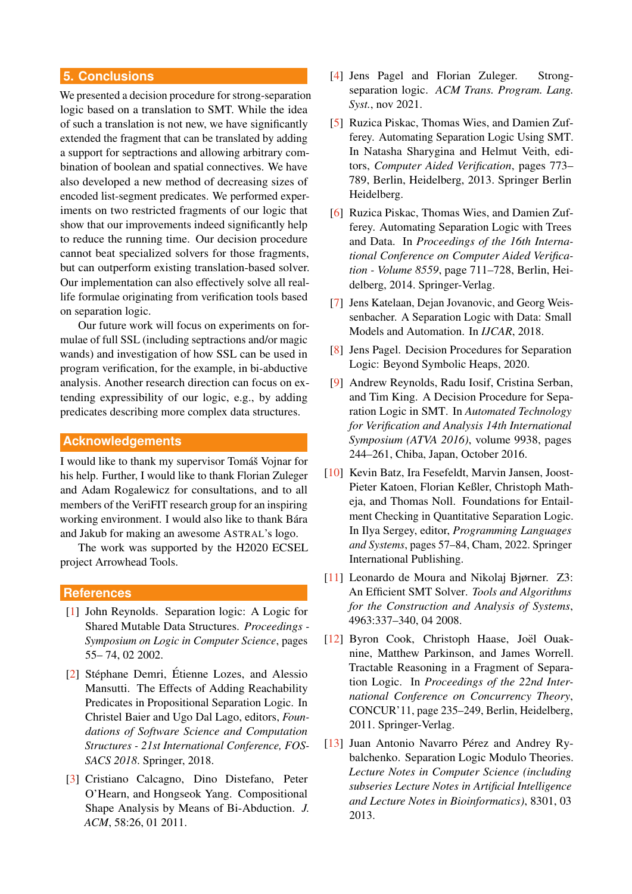## 5. Conclusions

We presented a decision procedure for strong-separation logic based on a translation to SMT. While the idea of such a translation is not new, we have significantly extended the fragment that can be translated by adding a support for septractions and allowing arbitrary combination of boolean and spatial connectives. We have also developed a new method of decreasing sizes of encoded list-segment predicates. We performed experiments on two restricted fragments of our logic that show that our improvements indeed significantly help to reduce the running time. Our decision procedure cannot beat specialized solvers for those fragments, but can outperform existing translation-based solver. Our implementation can also effectively solve all real-life formulae originating from verification tools based on separation logic.

Our future work will focus on experiments on formulae of full SSL (including septractions and/or magic wands) and investigation of how SSL can be used in program verification, for the example, in bi-abductive analysis. Another research direction can focus on extending expressibility of our logic, e.g., by adding predicates describing more complex data structures.

## Acknowledgements

I would like to thank my supervisor Tomáš Vojnar for his help. Further, I would like to thank Florian Zuleger and Adam Rogalewicz for consultations, and to all members of the VeriFIT research group for an inspiring working environment. I would also like to thank Bára and Jakub for making an awesome ASTRAL's logo.

The work was supported by the H2020 ECSEL project Arrowhead Tools.

## References

[1] John Reynolds. Separation logic: A Logic for Shared Mutable Data Structures. *Proceedings - Symposium on Logic in Computer Science*, pages 55– 74, 02 2002.

[2] Stéphane Demri, Étienne Lozes, and Alessio Mansutti. The Effects of Adding Reachability Predicates in Propositional Separation Logic. In Christel Baier and Ugo Dal Lago, editors, *Foundations of Software Science and Computation Structures - 21st International Conference, FOSSACS 2018*. Springer, 2018.

[3] Cristiano Calcagno, Dino Distefano, Peter O'Hearn, and Hongseok Yang. Compositional Shape Analysis by Means of Bi-Abduction. *J. ACM*, 58:26, 01 2011.

[4] Jens Pagel and Florian Zuleger. Strong-separation logic. *ACM Trans. Program. Lang. Syst.*, nov 2021.

[5] Ruzica Piskac, Thomas Wies, and Damien Zufferey. Automating Separation Logic Using SMT. In Natasha Sharygina and Helmut Veith, editors, *Computer Aided Verification*, pages 773–789, Berlin, Heidelberg, 2013. Springer Berlin Heidelberg.

[6] Ruzica Piskac, Thomas Wies, and Damien Zufferey. Automating Separation Logic with Trees and Data. In *Proceedings of the 16th International Conference on Computer Aided Verification - Volume 8559*, page 711–728, Berlin, Heidelberg, 2014. Springer-Verlag.

[7] Jens Katelaan, Dejan Jovanovic, and Georg Weissenbacher. A Separation Logic with Data: Small Models and Automation. In *IJCAR*, 2018.

[8] Jens Pagel. Decision Procedures for Separation Logic: Beyond Symbolic Heaps, 2020.

[9] Andrew Reynolds, Radu Iosif, Cristina Serban, and Tim King. A Decision Procedure for Separation Logic in SMT. In *Automated Technology for Verification and Analysis 14th International Symposium (ATVA 2016)*, volume 9938, pages 244–261, Chiba, Japan, October 2016.

[10] Kevin Batz, Ira Fesefeldt, Marvin Jansen, Joost-Pieter Katoen, Florian Keßler, Christoph Matheja, and Thomas Noll. Foundations for Entailment Checking in Quantitative Separation Logic. In Ilya Sergey, editor, *Programming Languages and Systems*, pages 57–84, Cham, 2022. Springer International Publishing.

[11] Leonardo de Moura and Nikolaj Bjørner. Z3: An Efficient SMT Solver. *Tools and Algorithms for the Construction and Analysis of Systems*, 4963:337–340, 04 2008.

[12] Byron Cook, Christoph Haase, Joël Ouaknine, Matthew Parkinson, and James Worrell. Tractable Reasoning in a Fragment of Separation Logic. In *Proceedings of the 22nd International Conference on Concurrency Theory*, CONCUR'11, page 235–249, Berlin, Heidelberg, 2011. Springer-Verlag.

[13] Juan Antonio Navarro Pérez and Andrey Rybalchenko. Separation Logic Modulo Theories. *Lecture Notes in Computer Science (including subseries Lecture Notes in Artificial Intelligence and Lecture Notes in Bioinformatics)*, 8301, 03 2013.